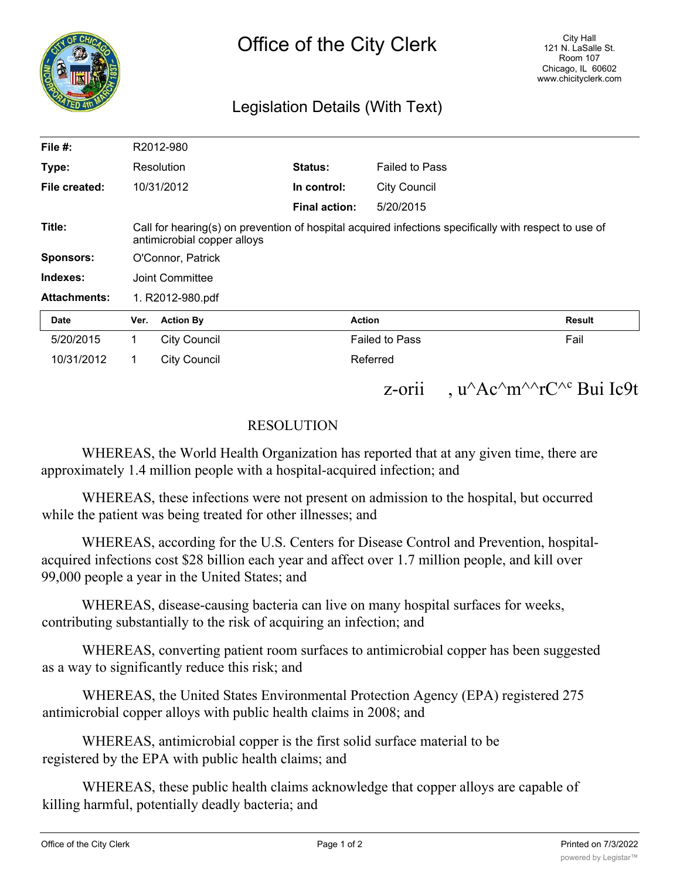# Office of the City Clerk

City Hall
121 N. LaSalle St.
Room 107
Chicago, IL 60602
www.chicityclerk.com

## Legislation Details (With Text)

| | | | |
|---|---|---|---|
| **File #:** | R2012-980 | | |
| **Type:** | Resolution | **Status:** | Failed to Pass |
| **File created:** | 10/31/2012 | **In control:** | City Council |
| | | **Final action:** | 5/20/2015 |
| **Title:** | Call for hearing(s) on prevention of hospital acquired infections specifically with respect to use of antimicrobial copper alloys | | |
| **Sponsors:** | O'Connor, Patrick | | |
| **Indexes:** | Joint Committee | | |
| **Attachments:** | 1. R2012-980.pdf | | |

| Date | Ver. | Action By | Action | Result |
|---|---|---|---|---|
| 5/20/2015 | 1 | City Council | Failed to Pass | Fail |
| 10/31/2012 | 1 | City Council | Referred | |

z-orii , u^Ac^m^^rC^c Bui Ic9t

RESOLUTION

WHEREAS, the World Health Organization has reported that at any given time, there are approximately 1.4 million people with a hospital-acquired infection; and

WHEREAS, these infections were not present on admission to the hospital, but occurred while the patient was being treated for other illnesses; and

WHEREAS, according for the U.S. Centers for Disease Control and Prevention, hospital-acquired infections cost $28 billion each year and affect over 1.7 million people, and kill over 99,000 people a year in the United States; and

WHEREAS, disease-causing bacteria can live on many hospital surfaces for weeks, contributing substantially to the risk of acquiring an infection; and

WHEREAS, converting patient room surfaces to antimicrobial copper has been suggested as a way to significantly reduce this risk; and

WHEREAS, the United States Environmental Protection Agency (EPA) registered 275 antimicrobial copper alloys with public health claims in 2008; and

WHEREAS, antimicrobial copper is the first solid surface material to be registered by the EPA with public health claims; and

WHEREAS, these public health claims acknowledge that copper alloys are capable of killing harmful, potentially deadly bacteria; and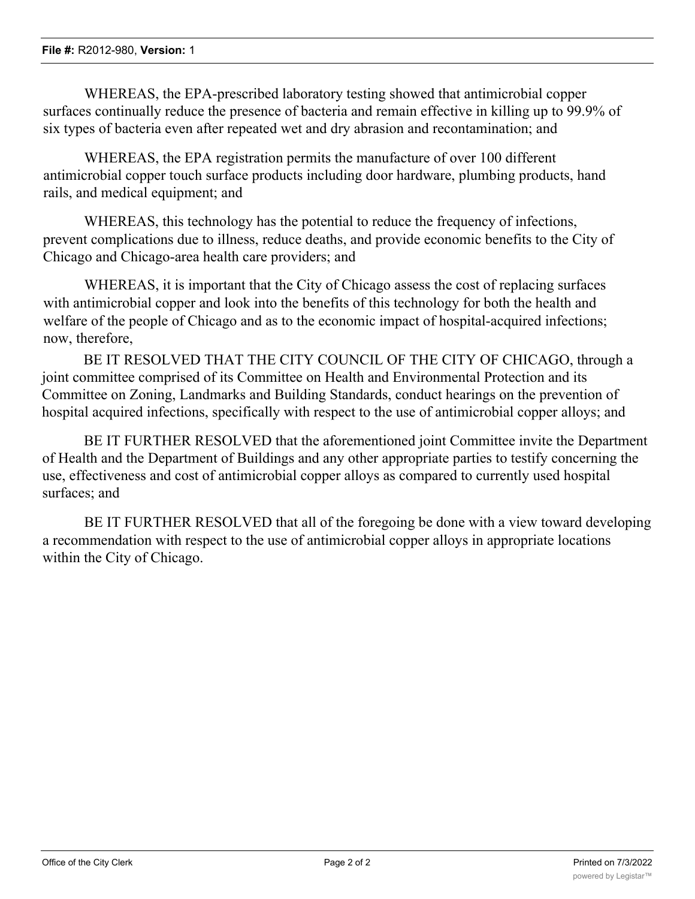WHEREAS, the EPA-prescribed laboratory testing showed that antimicrobial copper surfaces continually reduce the presence of bacteria and remain effective in killing up to 99.9% of six types of bacteria even after repeated wet and dry abrasion and recontamination; and

WHEREAS, the EPA registration permits the manufacture of over 100 different antimicrobial copper touch surface products including door hardware, plumbing products, hand rails, and medical equipment; and

WHEREAS, this technology has the potential to reduce the frequency of infections, prevent complications due to illness, reduce deaths, and provide economic benefits to the City of Chicago and Chicago-area health care providers; and

WHEREAS, it is important that the City of Chicago assess the cost of replacing surfaces with antimicrobial copper and look into the benefits of this technology for both the health and welfare of the people of Chicago and as to the economic impact of hospital-acquired infections; now, therefore,

BE IT RESOLVED THAT THE CITY COUNCIL OF THE CITY OF CHICAGO, through a joint committee comprised of its Committee on Health and Environmental Protection and its Committee on Zoning, Landmarks and Building Standards, conduct hearings on the prevention of hospital acquired infections, specifically with respect to the use of antimicrobial copper alloys; and

BE IT FURTHER RESOLVED that the aforementioned joint Committee invite the Department of Health and the Department of Buildings and any other appropriate parties to testify concerning the use, effectiveness and cost of antimicrobial copper alloys as compared to currently used hospital surfaces; and

BE IT FURTHER RESOLVED that all of the foregoing be done with a view toward developing a recommendation with respect to the use of antimicrobial copper alloys in appropriate locations within the City of Chicago.